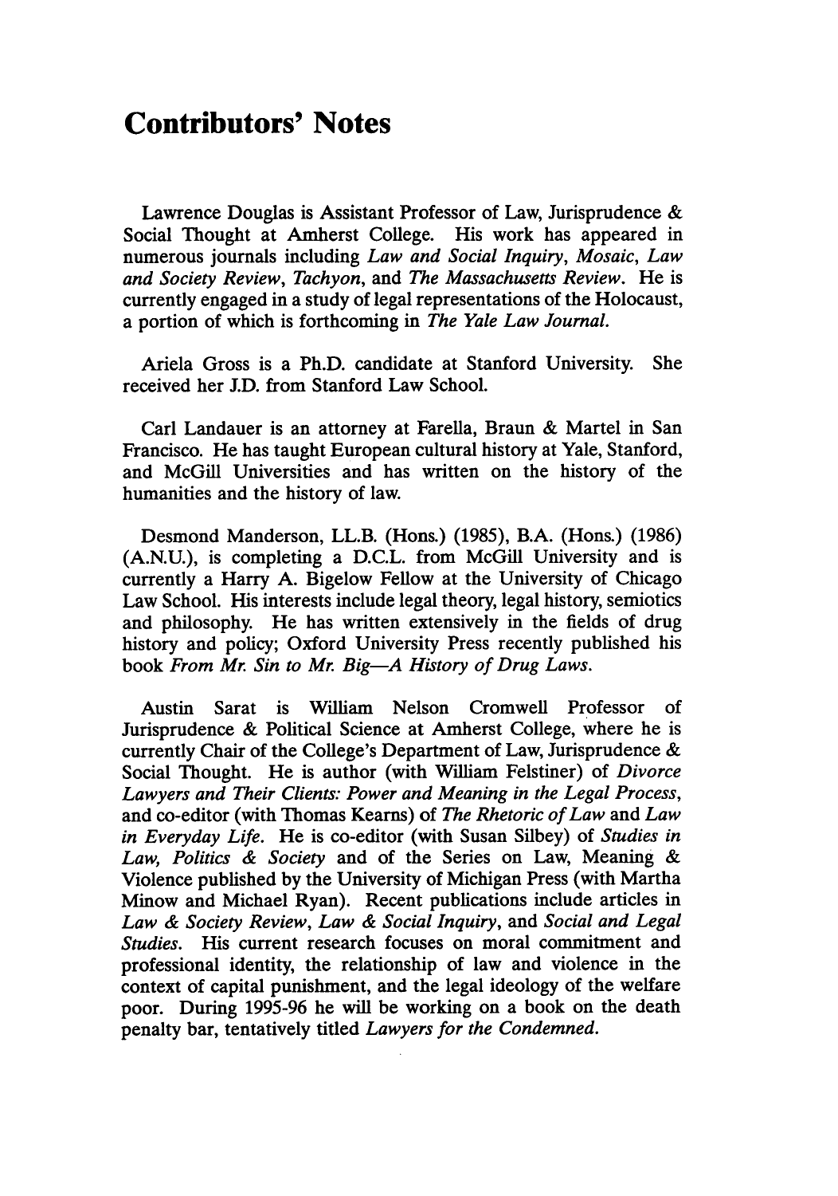# Contributors' Notes

Lawrence Douglas is Assistant Professor of Law, Jurisprudence & Social Thought at Amherst College. His work has appeared in numerous journals including *Law and Social Inquiry*, *Mosaic*, *Law and Society Review*, *Tachyon*, and *The Massachusetts Review*. He is currently engaged in a study of legal representations of the Holocaust, a portion of which is forthcoming in *The Yale Law Journal*.

Ariela Gross is a Ph.D. candidate at Stanford University. She received her J.D. from Stanford Law School.

Carl Landauer is an attorney at Farella, Braun & Martel in San Francisco. He has taught European cultural history at Yale, Stanford, and McGill Universities and has written on the history of the humanities and the history of law.

Desmond Manderson, LL.B. (Hons.) (1985), B.A. (Hons.) (1986) (A.N.U.), is completing a D.C.L. from McGill University and is currently a Harry A. Bigelow Fellow at the University of Chicago Law School. His interests include legal theory, legal history, semiotics and philosophy. He has written extensively in the fields of drug history and policy; Oxford University Press recently published his book *From Mr. Sin to Mr. Big—A History of Drug Laws*.

Austin Sarat is William Nelson Cromwell Professor of Jurisprudence & Political Science at Amherst College, where he is currently Chair of the College's Department of Law, Jurisprudence & Social Thought. He is author (with William Felstiner) of *Divorce Lawyers and Their Clients: Power and Meaning in the Legal Process*, and co-editor (with Thomas Kearns) of *The Rhetoric of Law* and *Law in Everyday Life*. He is co-editor (with Susan Silbey) of *Studies in Law, Politics & Society* and of the Series on Law, Meaning & Violence published by the University of Michigan Press (with Martha Minow and Michael Ryan). Recent publications include articles in *Law & Society Review*, *Law & Social Inquiry*, and *Social and Legal Studies*. His current research focuses on moral commitment and professional identity, the relationship of law and violence in the context of capital punishment, and the legal ideology of the welfare poor. During 1995-96 he will be working on a book on the death penalty bar, tentatively titled *Lawyers for the Condemned*.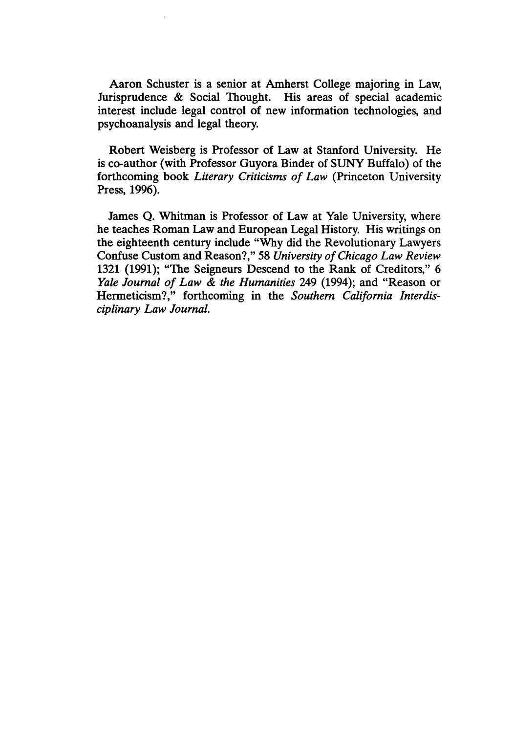Aaron Schuster is a senior at Amherst College majoring in Law, Jurisprudence & Social Thought. His areas of special academic interest include legal control of new information technologies, and psychoanalysis and legal theory.

Robert Weisberg is Professor of Law at Stanford University. He is co-author (with Professor Guyora Binder of SUNY Buffalo) of the forthcoming book *Literary Criticisms of Law* (Princeton University Press, 1996).

James Q. Whitman is Professor of Law at Yale University, where he teaches Roman Law and European Legal History. His writings on the eighteenth century include "Why did the Revolutionary Lawyers Confuse Custom and Reason?," 58 *University of Chicago Law Review* 1321 (1991); "The Seigneurs Descend to the Rank of Creditors," 6 *Yale Journal of Law & the Humanities* 249 (1994); and "Reason or Hermeticism?," forthcoming in the *Southern California Interdisciplinary Law Journal.*